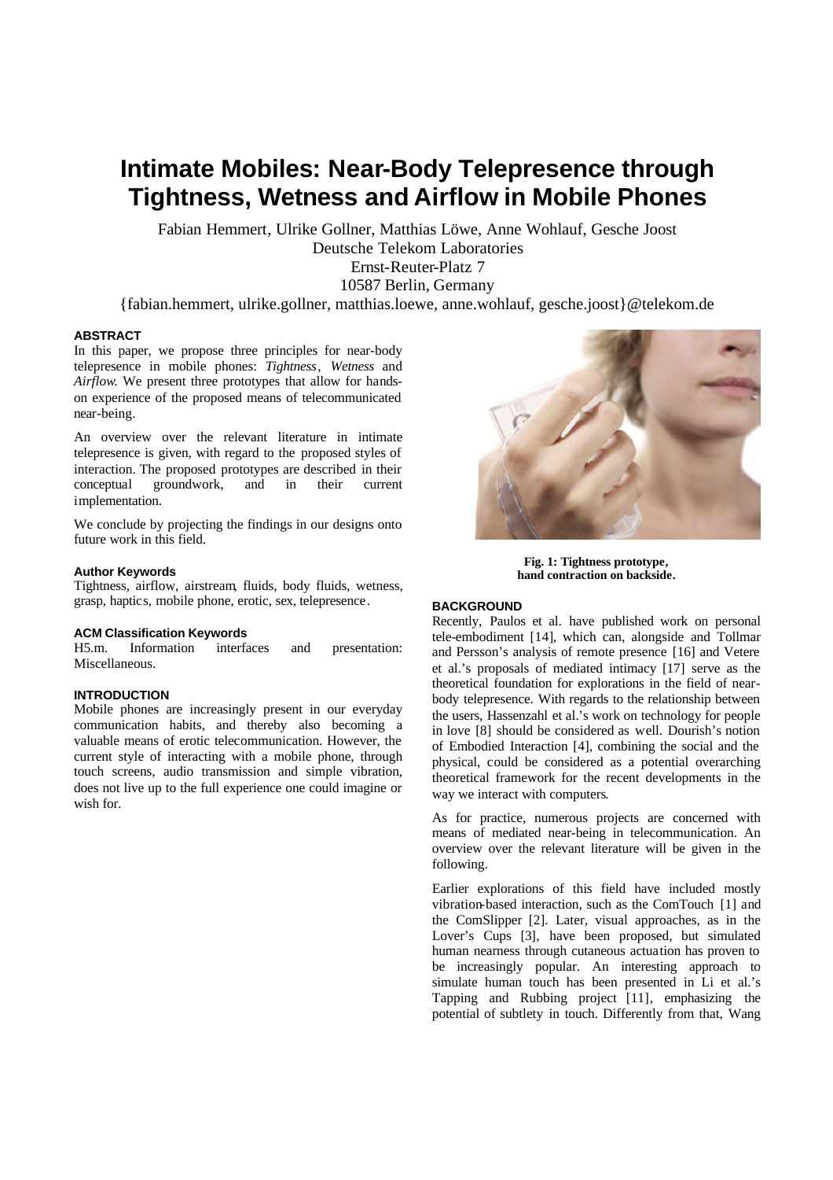# Intimate Mobiles: Near-Body Telepresence through Tightness, Wetness and Airflow in Mobile Phones

Fabian Hemmert, Ulrike Gollner, Matthias Löwe, Anne Wohlauf, Gesche Joost
Deutsche Telekom Laboratories
Ernst-Reuter-Platz 7
10587 Berlin, Germany
{fabian.hemmert, ulrike.gollner, matthias.loewe, anne.wohlauf, gesche.joost}@telekom.de

### ABSTRACT

In this paper, we propose three principles for near-body telepresence in mobile phones: *Tightness*, *Wetness* and *Airflow*. We present three prototypes that allow for hands-on experience of the proposed means of telecommunicated near-being.

An overview over the relevant literature in intimate telepresence is given, with regard to the proposed styles of interaction. The proposed prototypes are described in their conceptual groundwork, and in their current implementation.

We conclude by projecting the findings in our designs onto future work in this field.

### Author Keywords

Tightness, airflow, airstream, fluids, body fluids, wetness, grasp, haptics, mobile phone, erotic, sex, telepresence.

### ACM Classification Keywords

H5.m. Information interfaces and presentation: Miscellaneous.

### INTRODUCTION

Mobile phones are increasingly present in our everyday communication habits, and thereby also becoming a valuable means of erotic telecommunication. However, the current style of interacting with a mobile phone, through touch screens, audio transmission and simple vibration, does not live up to the full experience one could imagine or wish for.

**Fig. 1: Tightness prototype, hand contraction on backside.**

### BACKGROUND

Recently, Paulos et al. have published work on personal tele-embodiment [14], which can, alongside and Tollmar and Persson's analysis of remote presence [16] and Vetere et al.'s proposals of mediated intimacy [17] serve as the theoretical foundation for explorations in the field of near-body telepresence. With regards to the relationship between the users, Hassenzahl et al.'s work on technology for people in love [8] should be considered as well. Dourish's notion of Embodied Interaction [4], combining the social and the physical, could be considered as a potential overarching theoretical framework for the recent developments in the way we interact with computers.

As for practice, numerous projects are concerned with means of mediated near-being in telecommunication. An overview over the relevant literature will be given in the following.

Earlier explorations of this field have included mostly vibration-based interaction, such as the ComTouch [1] and the ComSlipper [2]. Later, visual approaches, as in the Lover's Cups [3], have been proposed, but simulated human nearness through cutaneous actuation has proven to be increasingly popular. An interesting approach to simulate human touch has been presented in Li et al.'s Tapping and Rubbing project [11], emphasizing the potential of subtlety in touch. Differently from that, Wang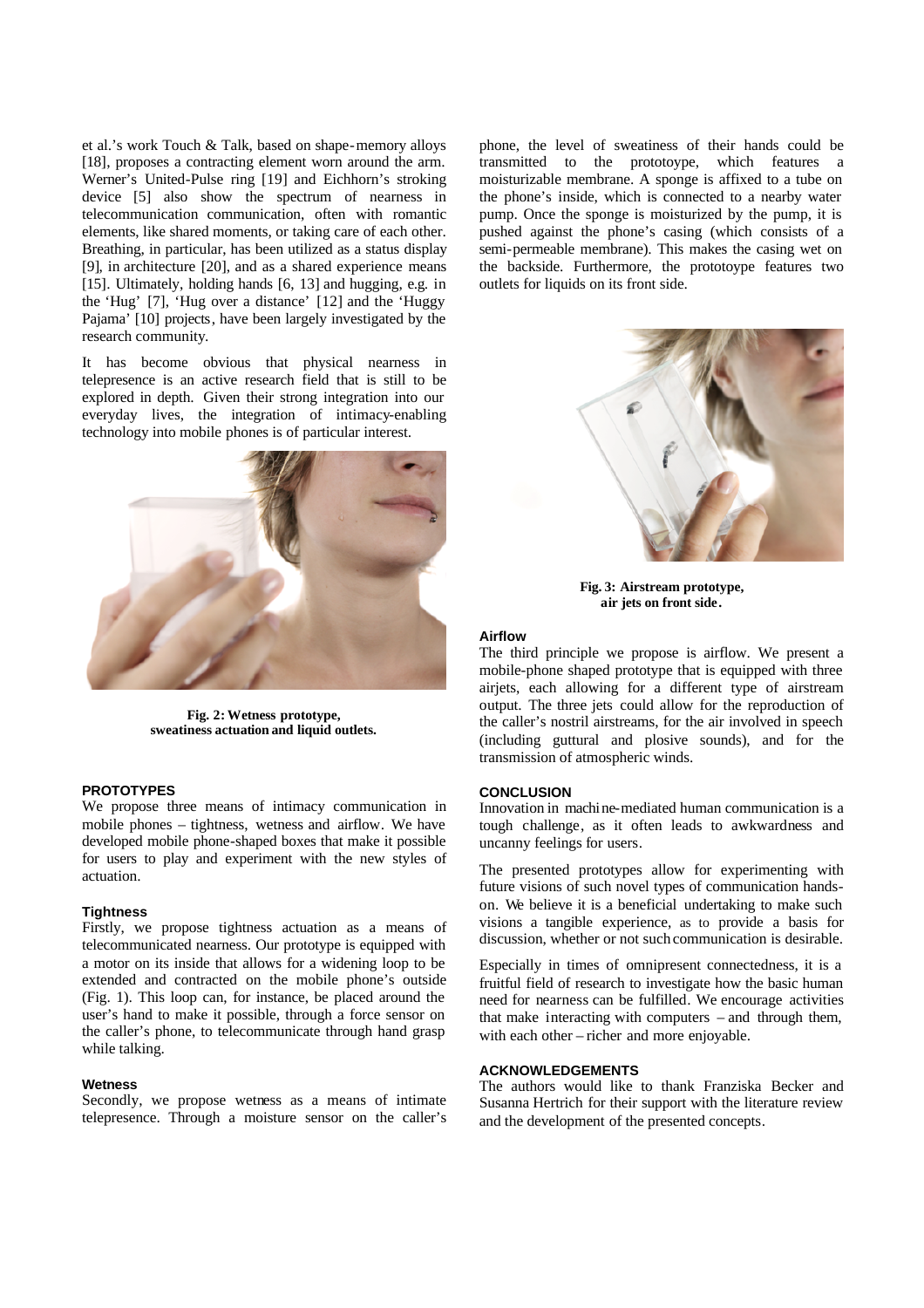et al.'s work Touch & Talk, based on shape-memory alloys [18], proposes a contracting element worn around the arm. Werner's United-Pulse ring [19] and Eichhorn's stroking device [5] also show the spectrum of nearness in telecommunication communication, often with romantic elements, like shared moments, or taking care of each other. Breathing, in particular, has been utilized as a status display [9], in architecture [20], and as a shared experience means [15]. Ultimately, holding hands [6, 13] and hugging, e.g. in the 'Hug' [7], 'Hug over a distance' [12] and the 'Huggy Pajama' [10] projects, have been largely investigated by the research community.

It has become obvious that physical nearness in telepresence is an active research field that is still to be explored in depth. Given their strong integration into our everyday lives, the integration of intimacy-enabling technology into mobile phones is of particular interest.

**Fig. 2: Wetness prototype, sweatiness actuation and liquid outlets.**

## PROTOTYPES

We propose three means of intimacy communication in mobile phones – tightness, wetness and airflow. We have developed mobile phone-shaped boxes that make it possible for users to play and experiment with the new styles of actuation.

### Tightness

Firstly, we propose tightness actuation as a means of telecommunicated nearness. Our prototype is equipped with a motor on its inside that allows for a widening loop to be extended and contracted on the mobile phone's outside (Fig. 1). This loop can, for instance, be placed around the user's hand to make it possible, through a force sensor on the caller's phone, to telecommunicate through hand grasp while talking.

### Wetness

Secondly, we propose wetness as a means of intimate telepresence. Through a moisture sensor on the caller's phone, the level of sweatiness of their hands could be transmitted to the prototoype, which features a moisturizable membrane. A sponge is affixed to a tube on the phone's inside, which is connected to a nearby water pump. Once the sponge is moisturized by the pump, it is pushed against the phone's casing (which consists of a semi-permeable membrane). This makes the casing wet on the backside. Furthermore, the prototoype features two outlets for liquids on its front side.

**Fig. 3: Airstream prototype, air jets on front side.**

### Airflow

The third principle we propose is airflow. We present a mobile-phone shaped prototype that is equipped with three airjets, each allowing for a different type of airstream output. The three jets could allow for the reproduction of the caller's nostril airstreams, for the air involved in speech (including guttural and plosive sounds), and for the transmission of atmospheric winds.

## CONCLUSION

Innovation in machine-mediated human communication is a tough challenge, as it often leads to awkwardness and uncanny feelings for users.

The presented prototypes allow for experimenting with future visions of such novel types of communication hands-on. We believe it is a beneficial undertaking to make such visions a tangible experience, as to provide a basis for discussion, whether or not such communication is desirable.

Especially in times of omnipresent connectedness, it is a fruitful field of research to investigate how the basic human need for nearness can be fulfilled. We encourage activities that make interacting with computers – and through them, with each other – richer and more enjoyable.

## ACKNOWLEDGEMENTS

The authors would like to thank Franziska Becker and Susanna Hertrich for their support with the literature review and the development of the presented concepts.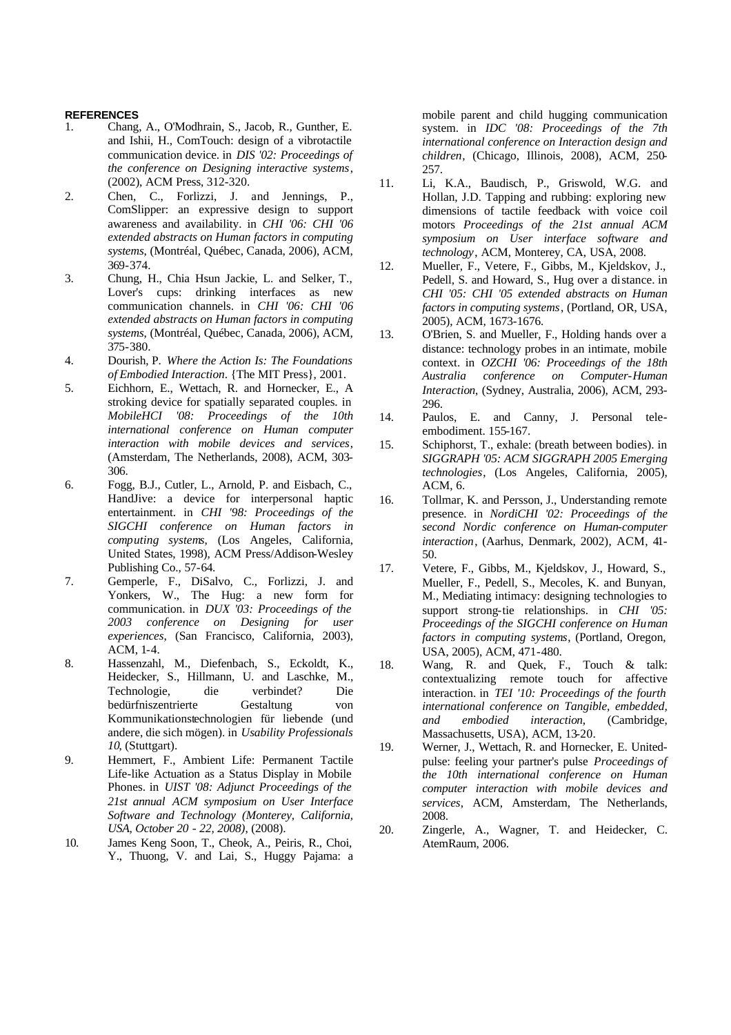## REFERENCES

1. Chang, A., O'Modhrain, S., Jacob, R., Gunther, E. and Ishii, H., ComTouch: design of a vibrotactile communication device. in *DIS '02: Proceedings of the conference on Designing interactive systems*, (2002), ACM Press, 312-320.
2. Chen, C., Forlizzi, J. and Jennings, P., ComSlipper: an expressive design to support awareness and availability. in *CHI '06: CHI '06 extended abstracts on Human factors in computing systems*, (Montréal, Québec, Canada, 2006), ACM, 369-374.
3. Chung, H., Chia Hsun Jackie, L. and Selker, T., Lover's cups: drinking interfaces as new communication channels. in *CHI '06: CHI '06 extended abstracts on Human factors in computing systems*, (Montréal, Québec, Canada, 2006), ACM, 375-380.
4. Dourish, P. *Where the Action Is: The Foundations of Embodied Interaction*. {The MIT Press}, 2001.
5. Eichhorn, E., Wettach, R. and Hornecker, E., A stroking device for spatially separated couples. in *MobileHCI '08: Proceedings of the 10th international conference on Human computer interaction with mobile devices and services*, (Amsterdam, The Netherlands, 2008), ACM, 303-306.
6. Fogg, B.J., Cutler, L., Arnold, P. and Eisbach, C., HandJive: a device for interpersonal haptic entertainment. in *CHI '98: Proceedings of the SIGCHI conference on Human factors in computing systems*, (Los Angeles, California, United States, 1998), ACM Press/Addison-Wesley Publishing Co., 57-64.
7. Gemperle, F., DiSalvo, C., Forlizzi, J. and Yonkers, W., The Hug: a new form for communication. in *DUX '03: Proceedings of the 2003 conference on Designing for user experiences*, (San Francisco, California, 2003), ACM, 1-4.
8. Hassenzahl, M., Diefenbach, S., Eckoldt, K., Heidecker, S., Hillmann, U. and Laschke, M., Technologie, die verbindet? Die bedürfniszentrierte Gestaltung von Kommunikationstechnologien für liebende (und andere, die sich mögen). in *Usability Professionals 10*, (Stuttgart).
9. Hemmert, F., Ambient Life: Permanent Tactile Life-like Actuation as a Status Display in Mobile Phones. in *UIST '08: Adjunct Proceedings of the 21st annual ACM symposium on User Interface Software and Technology (Monterey, California, USA, October 20 - 22, 2008)*, (2008).
10. James Keng Soon, T., Cheok, A., Peiris, R., Choi, Y., Thuong, V. and Lai, S., Huggy Pajama: a mobile parent and child hugging communication system. in *IDC '08: Proceedings of the 7th international conference on Interaction design and children*, (Chicago, Illinois, 2008), ACM, 250-257.
11. Li, K.A., Baudisch, P., Griswold, W.G. and Hollan, J.D. Tapping and rubbing: exploring new dimensions of tactile feedback with voice coil motors *Proceedings of the 21st annual ACM symposium on User interface software and technology*, ACM, Monterey, CA, USA, 2008.
12. Mueller, F., Vetere, F., Gibbs, M., Kjeldskov, J., Pedell, S. and Howard, S., Hug over a distance. in *CHI '05: CHI '05 extended abstracts on Human factors in computing systems*, (Portland, OR, USA, 2005), ACM, 1673-1676.
13. O'Brien, S. and Mueller, F., Holding hands over a distance: technology probes in an intimate, mobile context. in *OZCHI '06: Proceedings of the 18th Australia conference on Computer-Human Interaction*, (Sydney, Australia, 2006), ACM, 293-296.
14. Paulos, E. and Canny, J. Personal tele-embodiment. 155-167.
15. Schiphorst, T., exhale: (breath between bodies). in *SIGGRAPH '05: ACM SIGGRAPH 2005 Emerging technologies*, (Los Angeles, California, 2005), ACM, 6.
16. Tollmar, K. and Persson, J., Understanding remote presence. in *NordiCHI '02: Proceedings of the second Nordic conference on Human-computer interaction*, (Aarhus, Denmark, 2002), ACM, 41-50.
17. Vetere, F., Gibbs, M., Kjeldskov, J., Howard, S., Mueller, F., Pedell, S., Mecoles, K. and Bunyan, M., Mediating intimacy: designing technologies to support strong-tie relationships. in *CHI '05: Proceedings of the SIGCHI conference on Human factors in computing systems*, (Portland, Oregon, USA, 2005), ACM, 471-480.
18. Wang, R. and Quek, F., Touch & talk: contextualizing remote touch for affective interaction. in *TEI '10: Proceedings of the fourth international conference on Tangible, embedded, and embodied interaction*, (Cambridge, Massachusetts, USA), ACM, 13-20.
19. Werner, J., Wettach, R. and Hornecker, E. United-pulse: feeling your partner's pulse *Proceedings of the 10th international conference on Human computer interaction with mobile devices and services*, ACM, Amsterdam, The Netherlands, 2008.
20. Zingerle, A., Wagner, T. and Heidecker, C. AtemRaum, 2006.